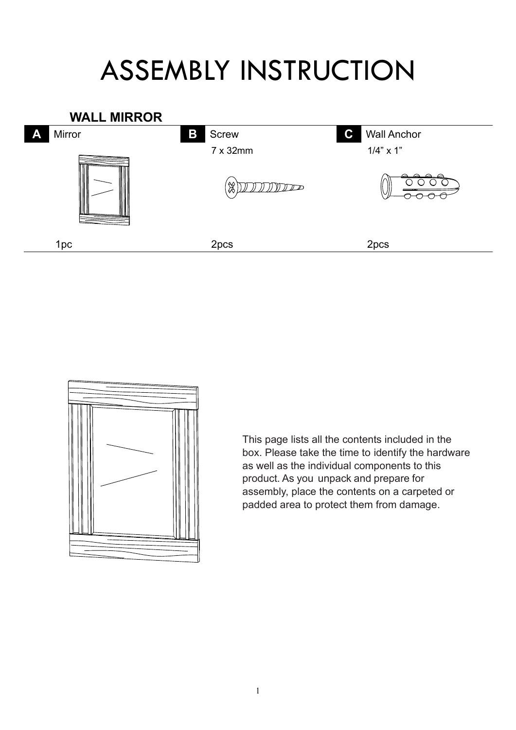# ASSEMBLY INSTRUCTION

## WALL MIRROR

| A Mirror | B Screw | C Wall Anchor |
| --- | --- | --- |
| | 7 x 32mm | 1/4” x 1” |
| 1pc | 2pcs | 2pcs |

This page lists all the contents included in the box. Please take the time to identify the hardware as well as the individual components to this product. As you unpack and prepare for assembly, place the contents on a carpeted or padded area to protect them from damage.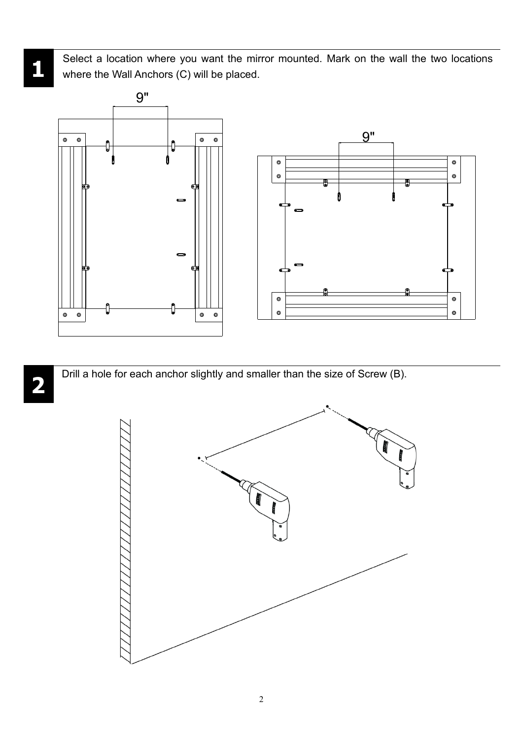**1** Select a location where you want the mirror mounted. Mark on the wall the two locations where the Wall Anchors (C) will be placed.

9"

9"

**2** Drill a hole for each anchor slightly and smaller than the size of Screw (B).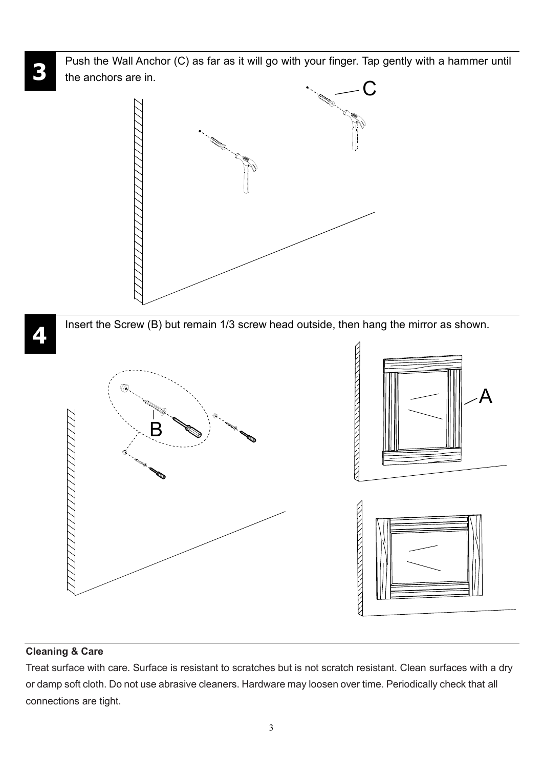**3** Push the Wall Anchor (C) as far as it will go with your finger. Tap gently with a hammer until the anchors are in.

C

**4** Insert the Screw (B) but remain 1/3 screw head outside, then hang the mirror as shown.

B

A

**Cleaning & Care**

Treat surface with care. Surface is resistant to scratches but is not scratch resistant. Clean surfaces with a dry or damp soft cloth. Do not use abrasive cleaners. Hardware may loosen over time. Periodically check that all connections are tight.